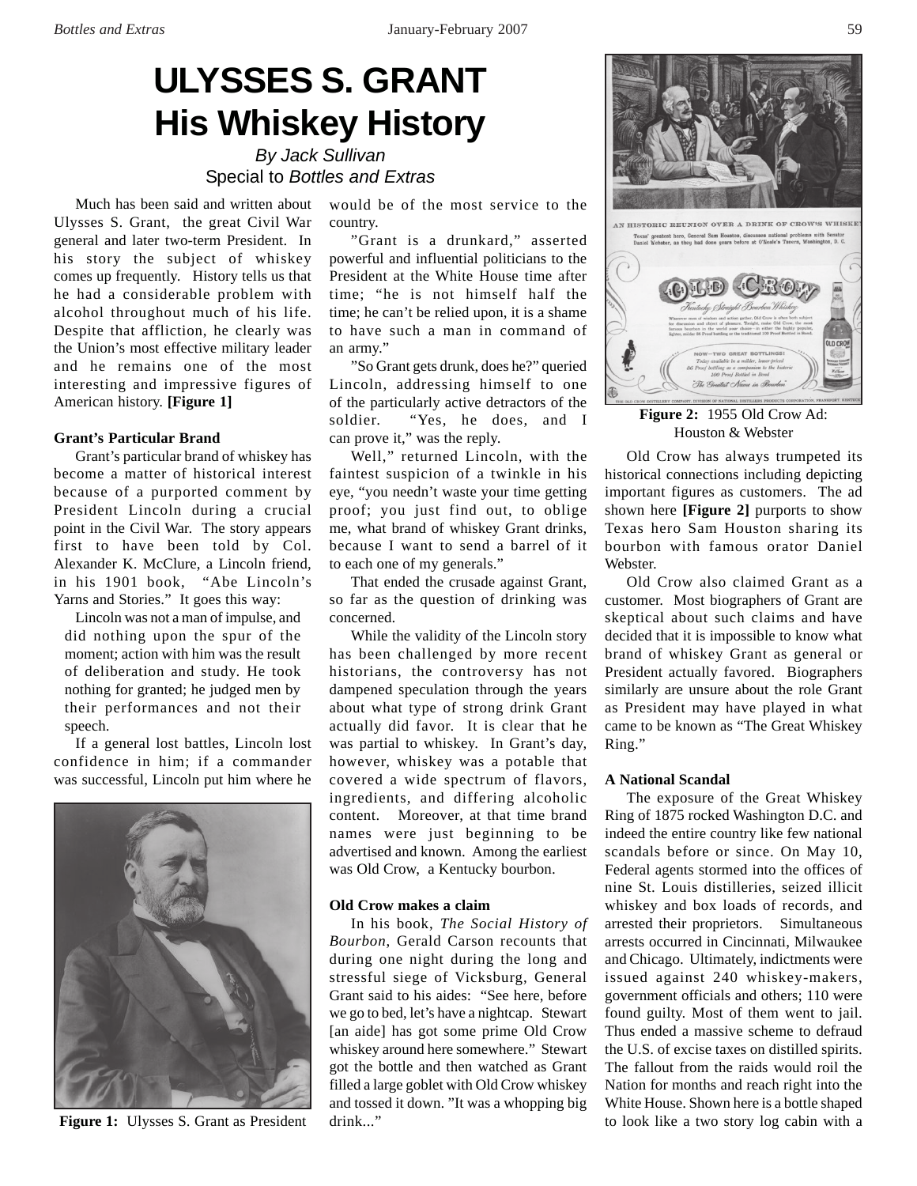# ULYSSES S. GRANT
# His Whiskey History

*By Jack Sullivan*
Special to *Bottles and Extras*

Much has been said and written about Ulysses S. Grant, the great Civil War general and later two-term President. In his story the subject of whiskey comes up frequently. History tells us that he had a considerable problem with alcohol throughout much of his life. Despite that affliction, he clearly was the Union's most effective military leader and he remains one of the most interesting and impressive figures of American history. **[Figure 1]**

### Grant's Particular Brand

Grant's particular brand of whiskey has become a matter of historical interest because of a purported comment by President Lincoln during a crucial point in the Civil War. The story appears first to have been told by Col. Alexander K. McClure, a Lincoln friend, in his 1901 book, "Abe Lincoln's Yarns and Stories." It goes this way:

> Lincoln was not a man of impulse, and did nothing upon the spur of the moment; action with him was the result of deliberation and study. He took nothing for granted; he judged men by their performances and not their speech.

If a general lost battles, Lincoln lost confidence in him; if a commander was successful, Lincoln put him where he would be of the most service to the country.

"Grant is a drunkard," asserted powerful and influential politicians to the President at the White House time after time; "he is not himself half the time; he can't be relied upon, it is a shame to have such a man in command of an army."

"So Grant gets drunk, does he?" queried Lincoln, addressing himself to one of the particularly active detractors of the soldier. "Yes, he does, and I can prove it," was the reply.

Well," returned Lincoln, with the faintest suspicion of a twinkle in his eye, "you needn't waste your time getting proof; you just find out, to oblige me, what brand of whiskey Grant drinks, because I want to send a barrel of it to each one of my generals."

That ended the crusade against Grant, so far as the question of drinking was concerned.

While the validity of the Lincoln story has been challenged by more recent historians, the controversy has not dampened speculation through the years about what type of strong drink Grant actually did favor. It is clear that he was partial to whiskey. In Grant's day, however, whiskey was a potable that covered a wide spectrum of flavors, ingredients, and differing alcoholic content. Moreover, at that time brand names were just beginning to be advertised and known. Among the earliest was Old Crow, a Kentucky bourbon.

**Figure 1:** Ulysses S. Grant as President

### Old Crow makes a claim

In his book, *The Social History of Bourbon*, Gerald Carson recounts that during one night during the long and stressful siege of Vicksburg, General Grant said to his aides: "See here, before we go to bed, let's have a nightcap. Stewart [an aide] has got some prime Old Crow whiskey around here somewhere." Stewart got the bottle and then watched as Grant filled a large goblet with Old Crow whiskey and tossed it down. "It was a whopping big drink..."

**Figure 2:** 1955 Old Crow Ad: Houston & Webster

Old Crow has always trumpeted its historical connections including depicting important figures as customers. The ad shown here **[Figure 2]** purports to show Texas hero Sam Houston sharing its bourbon with famous orator Daniel Webster.

Old Crow also claimed Grant as a customer. Most biographers of Grant are skeptical about such claims and have decided that it is impossible to know what brand of whiskey Grant as general or President actually favored. Biographers similarly are unsure about the role Grant as President may have played in what came to be known as "The Great Whiskey Ring."

### A National Scandal

The exposure of the Great Whiskey Ring of 1875 rocked Washington D.C. and indeed the entire country like few national scandals before or since. On May 10, Federal agents stormed into the offices of nine St. Louis distilleries, seized illicit whiskey and box loads of records, and arrested their proprietors. Simultaneous arrests occurred in Cincinnati, Milwaukee and Chicago. Ultimately, indictments were issued against 240 whiskey-makers, government officials and others; 110 were found guilty. Most of them went to jail. Thus ended a massive scheme to defraud the U.S. of excise taxes on distilled spirits. The fallout from the raids would roil the Nation for months and reach right into the White House. Shown here is a bottle shaped to look like a two story log cabin with a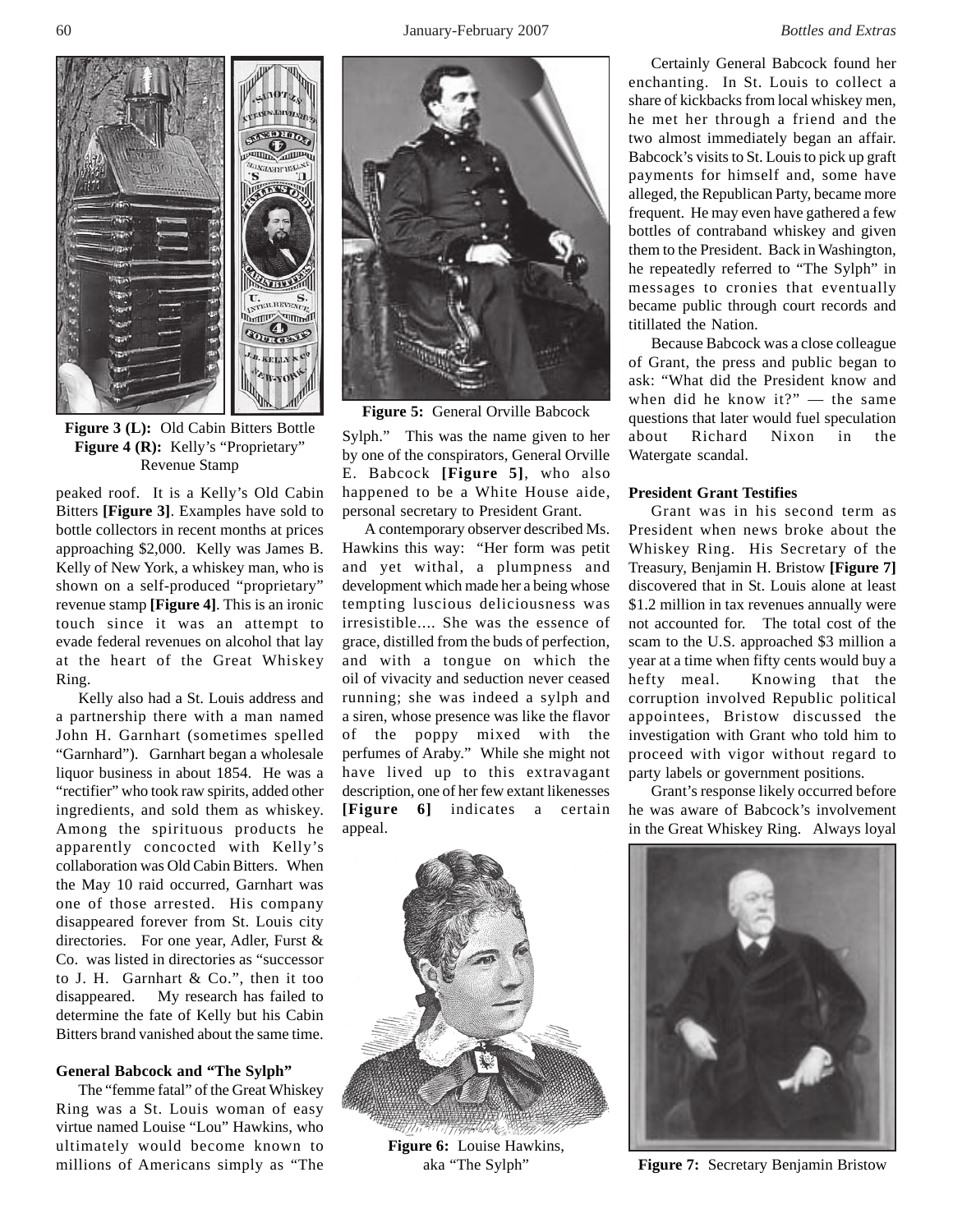Figure 3 (L): Old Cabin Bitters Bottle
Figure 4 (R): Kelly's "Proprietary" Revenue Stamp

peaked roof. It is a Kelly's Old Cabin Bitters **[Figure 3]**. Examples have sold to bottle collectors in recent months at prices approaching $2,000. Kelly was James B. Kelly of New York, a whiskey man, who is shown on a self-produced "proprietary" revenue stamp **[Figure 4]**. This is an ironic touch since it was an attempt to evade federal revenues on alcohol that lay at the heart of the Great Whiskey Ring.

Kelly also had a St. Louis address and a partnership there with a man named John H. Garnhart (sometimes spelled "Garnhard"). Garnhart began a wholesale liquor business in about 1854. He was a "rectifier" who took raw spirits, added other ingredients, and sold them as whiskey. Among the spirituous products he apparently concocted with Kelly's collaboration was Old Cabin Bitters. When the May 10 raid occurred, Garnhart was one of those arrested. His company disappeared forever from St. Louis city directories. For one year, Adler, Furst & Co. was listed in directories as "successor to J. H. Garnhart & Co.", then it too disappeared. My research has failed to determine the fate of Kelly but his Cabin Bitters brand vanished about the same time.

### General Babcock and "The Sylph"

The "femme fatal" of the Great Whiskey Ring was a St. Louis woman of easy virtue named Louise "Lou" Hawkins, who ultimately would become known to millions of Americans simply as "The Sylph." This was the name given to her by one of the conspirators, General Orville E. Babcock **[Figure 5]**, who also happened to be a White House aide, personal secretary to President Grant.

Figure 5: General Orville Babcock

A contemporary observer described Ms. Hawkins this way: "Her form was petit and yet withal, a plumpness and development which made her a being whose tempting luscious deliciousness was irresistible.... She was the essence of grace, distilled from the buds of perfection, and with a tongue on which the oil of vivacity and seduction never ceased running; she was indeed a sylph and a siren, whose presence was like the flavor of the poppy mixed with the perfumes of Araby." While she might not have lived up to this extravagant description, one of her few extant likenesses **[Figure 6]** indicates a certain appeal.

Figure 6: Louise Hawkins, aka "The Sylph"

Certainly General Babcock found her enchanting. In St. Louis to collect a share of kickbacks from local whiskey men, he met her through a friend and the two almost immediately began an affair. Babcock's visits to St. Louis to pick up graft payments for himself and, some have alleged, the Republican Party, became more frequent. He may even have gathered a few bottles of contraband whiskey and given them to the President. Back in Washington, he repeatedly referred to "The Sylph" in messages to cronies that eventually became public through court records and titillated the Nation.

Because Babcock was a close colleague of Grant, the press and public began to ask: "What did the President know and when did he know it?" — the same questions that later would fuel speculation about Richard Nixon in the Watergate scandal.

### President Grant Testifies

Grant was in his second term as President when news broke about the Whiskey Ring. His Secretary of the Treasury, Benjamin H. Bristow **[Figure 7]** discovered that in St. Louis alone at least $1.2 million in tax revenues annually were not accounted for. The total cost of the scam to the U.S. approached $3 million a year at a time when fifty cents would buy a hefty meal. Knowing that the corruption involved Republic political appointees, Bristow discussed the investigation with Grant who told him to proceed with vigor without regard to party labels or government positions.

Grant's response likely occurred before he was aware of Babcock's involvement in the Great Whiskey Ring. Always loyal

Figure 7: Secretary Benjamin Bristow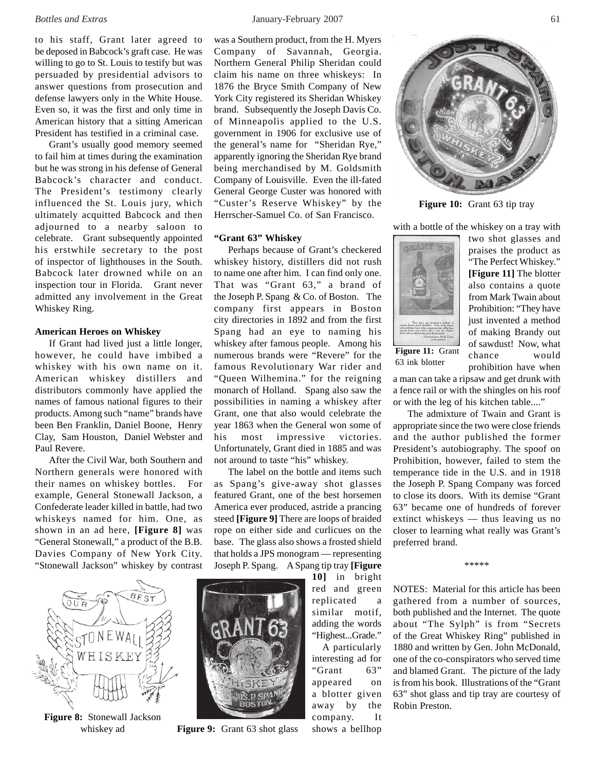to his staff, Grant later agreed to be deposed in Babcock's graft case. He was willing to go to St. Louis to testify but was persuaded by presidential advisors to answer questions from prosecution and defense lawyers only in the White House. Even so, it was the first and only time in American history that a sitting American President has testified in a criminal case.

Grant's usually good memory seemed to fail him at times during the examination but he was strong in his defense of General Babcock's character and conduct. The President's testimony clearly influenced the St. Louis jury, which ultimately acquitted Babcock and then adjourned to a nearby saloon to celebrate. Grant subsequently appointed his erstwhile secretary to the post of inspector of lighthouses in the South. Babcock later drowned while on an inspection tour in Florida. Grant never admitted any involvement in the Great Whiskey Ring.

### American Heroes on Whiskey

If Grant had lived just a little longer, however, he could have imbibed a whiskey with his own name on it. American whiskey distillers and distributors commonly have applied the names of famous national figures to their products. Among such "name" brands have been Ben Franklin, Daniel Boone, Henry Clay, Sam Houston, Daniel Webster and Paul Revere.

After the Civil War, both Southern and Northern generals were honored with their names on whiskey bottles. For example, General Stonewall Jackson, a Confederate leader killed in battle, had two whiskeys named for him. One, as shown in an ad here, **[Figure 8]** was "General Stonewall," a product of the B.B. Davies Company of New York City. "Stonewall Jackson" whiskey by contrast was a Southern product, from the H. Myers Company of Savannah, Georgia. Northern General Philip Sheridan could claim his name on three whiskeys: In 1876 the Bryce Smith Company of New York City registered its Sheridan Whiskey brand. Subsequently the Joseph Davis Co. of Minneapolis applied to the U.S. government in 1906 for exclusive use of the general's name for "Sheridan Rye," apparently ignoring the Sheridan Rye brand being merchandised by M. Goldsmith Company of Louisville. Even the ill-fated General George Custer was honored with "Custer's Reserve Whiskey" by the Herrscher-Samuel Co. of San Francisco.

Figure 8: Stonewall Jackson whiskey ad

### "Grant 63" Whiskey

Perhaps because of Grant's checkered whiskey history, distillers did not rush to name one after him. I can find only one. That was "Grant 63," a brand of the Joseph P. Spang & Co. of Boston. The company first appears in Boston city directories in 1892 and from the first Spang had an eye to naming his whiskey after famous people. Among his numerous brands were "Revere" for the famous Revolutionary War rider and "Queen Wilhemina." for the reigning monarch of Holland. Spang also saw the possibilities in naming a whiskey after Grant, one that also would celebrate the year 1863 when the General won some of his most impressive victories. Unfortunately, Grant died in 1885 and was not around to taste "his" whiskey.

The label on the bottle and items such as Spang's give-away shot glasses featured Grant, one of the best horsemen America ever produced, astride a prancing steed **[Figure 9]** There are loops of braided rope on either side and curlicues on the base. The glass also shows a frosted shield that holds a JPS monogram — representing Joseph P. Spang. A Spang tip tray **[Figure 10]** in bright red and green replicated a similar motif, adding the words "Highest...Grade."

Figure 9: Grant 63 shot glass

A particularly interesting ad for "Grant 63" appeared on a blotter given away by the company. It shows a bellhop with a bottle of the whiskey on a tray with two shot glasses and praises the product as "The Perfect Whiskey." **[Figure 11]** The blotter also contains a quote from Mark Twain about Prohibition: "They have just invented a method of making Brandy out of sawdust! Now, what chance would prohibition have when a man can take a ripsaw and get drunk with a fence rail or with the shingles on his roof or with the leg of his kitchen table...."

Figure 10: Grant 63 tip tray

Figure 11: Grant 63 ink blotter

The admixture of Twain and Grant is appropriate since the two were close friends and the author published the former President's autobiography. The spoof on Prohibition, however, failed to stem the temperance tide in the U.S. and in 1918 the Joseph P. Spang Company was forced to close its doors. With its demise "Grant 63" became one of hundreds of forever extinct whiskeys — thus leaving us no closer to learning what really was Grant's preferred brand.

*****

NOTES: Material for this article has been gathered from a number of sources, both published and the Internet. The quote about "The Sylph" is from "Secrets of the Great Whiskey Ring" published in 1880 and written by Gen. John McDonald, one of the co-conspirators who served time and blamed Grant. The picture of the lady is from his book. Illustrations of the "Grant 63" shot glass and tip tray are courtesy of Robin Preston.